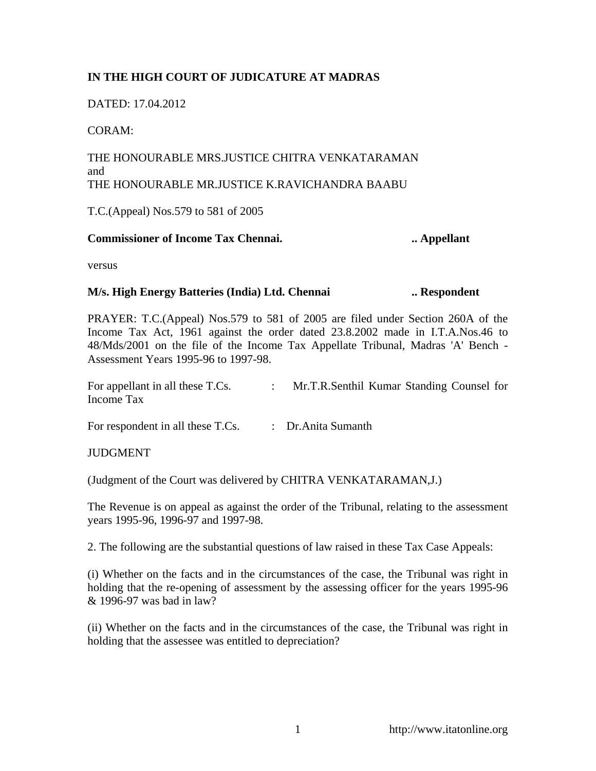**IN THE HIGH COURT OF JUDICATURE AT MADRAS**

DATED: 17.04.2012

CORAM:

THE HONOURABLE MRS.JUSTICE CHITRA VENKATARAMAN
and
THE HONOURABLE MR.JUSTICE K.RAVICHANDRA BAABU

T.C.(Appeal) Nos.579 to 581 of 2005

**Commissioner of Income Tax Chennai. .. Appellant**

versus

**M/s. High Energy Batteries (India) Ltd. Chennai .. Respondent**

PRAYER: T.C.(Appeal) Nos.579 to 581 of 2005 are filed under Section 260A of the Income Tax Act, 1961 against the order dated 23.8.2002 made in I.T.A.Nos.46 to 48/Mds/2001 on the file of the Income Tax Appellate Tribunal, Madras 'A' Bench - Assessment Years 1995-96 to 1997-98.

For appellant in all these T.Cs. : Mr.T.R.Senthil Kumar Standing Counsel for Income Tax

For respondent in all these T.Cs. : Dr.Anita Sumanth

JUDGMENT

(Judgment of the Court was delivered by CHITRA VENKATARAMAN,J.)

The Revenue is on appeal as against the order of the Tribunal, relating to the assessment years 1995-96, 1996-97 and 1997-98.

2. The following are the substantial questions of law raised in these Tax Case Appeals:

(i) Whether on the facts and in the circumstances of the case, the Tribunal was right in holding that the re-opening of assessment by the assessing officer for the years 1995-96 & 1996-97 was bad in law?

(ii) Whether on the facts and in the circumstances of the case, the Tribunal was right in holding that the assessee was entitled to depreciation?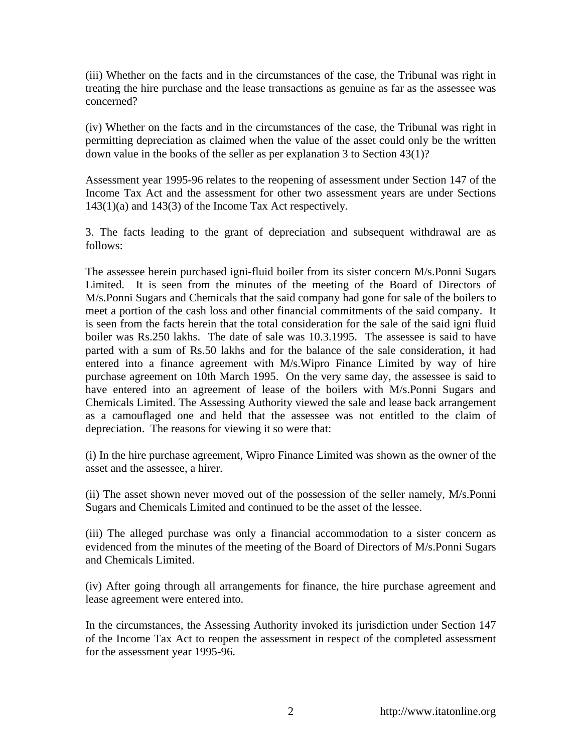(iii) Whether on the facts and in the circumstances of the case, the Tribunal was right in treating the hire purchase and the lease transactions as genuine as far as the assessee was concerned?

(iv) Whether on the facts and in the circumstances of the case, the Tribunal was right in permitting depreciation as claimed when the value of the asset could only be the written down value in the books of the seller as per explanation 3 to Section 43(1)?

Assessment year 1995-96 relates to the reopening of assessment under Section 147 of the Income Tax Act and the assessment for other two assessment years are under Sections 143(1)(a) and 143(3) of the Income Tax Act respectively.

3. The facts leading to the grant of depreciation and subsequent withdrawal are as follows:

The assessee herein purchased igni-fluid boiler from its sister concern M/s.Ponni Sugars Limited. It is seen from the minutes of the meeting of the Board of Directors of M/s.Ponni Sugars and Chemicals that the said company had gone for sale of the boilers to meet a portion of the cash loss and other financial commitments of the said company. It is seen from the facts herein that the total consideration for the sale of the said igni fluid boiler was Rs.250 lakhs. The date of sale was 10.3.1995. The assessee is said to have parted with a sum of Rs.50 lakhs and for the balance of the sale consideration, it had entered into a finance agreement with M/s.Wipro Finance Limited by way of hire purchase agreement on 10th March 1995. On the very same day, the assessee is said to have entered into an agreement of lease of the boilers with M/s.Ponni Sugars and Chemicals Limited. The Assessing Authority viewed the sale and lease back arrangement as a camouflaged one and held that the assessee was not entitled to the claim of depreciation. The reasons for viewing it so were that:

(i) In the hire purchase agreement, Wipro Finance Limited was shown as the owner of the asset and the assessee, a hirer.

(ii) The asset shown never moved out of the possession of the seller namely, M/s.Ponni Sugars and Chemicals Limited and continued to be the asset of the lessee.

(iii) The alleged purchase was only a financial accommodation to a sister concern as evidenced from the minutes of the meeting of the Board of Directors of M/s.Ponni Sugars and Chemicals Limited.

(iv) After going through all arrangements for finance, the hire purchase agreement and lease agreement were entered into.

In the circumstances, the Assessing Authority invoked its jurisdiction under Section 147 of the Income Tax Act to reopen the assessment in respect of the completed assessment for the assessment year 1995-96.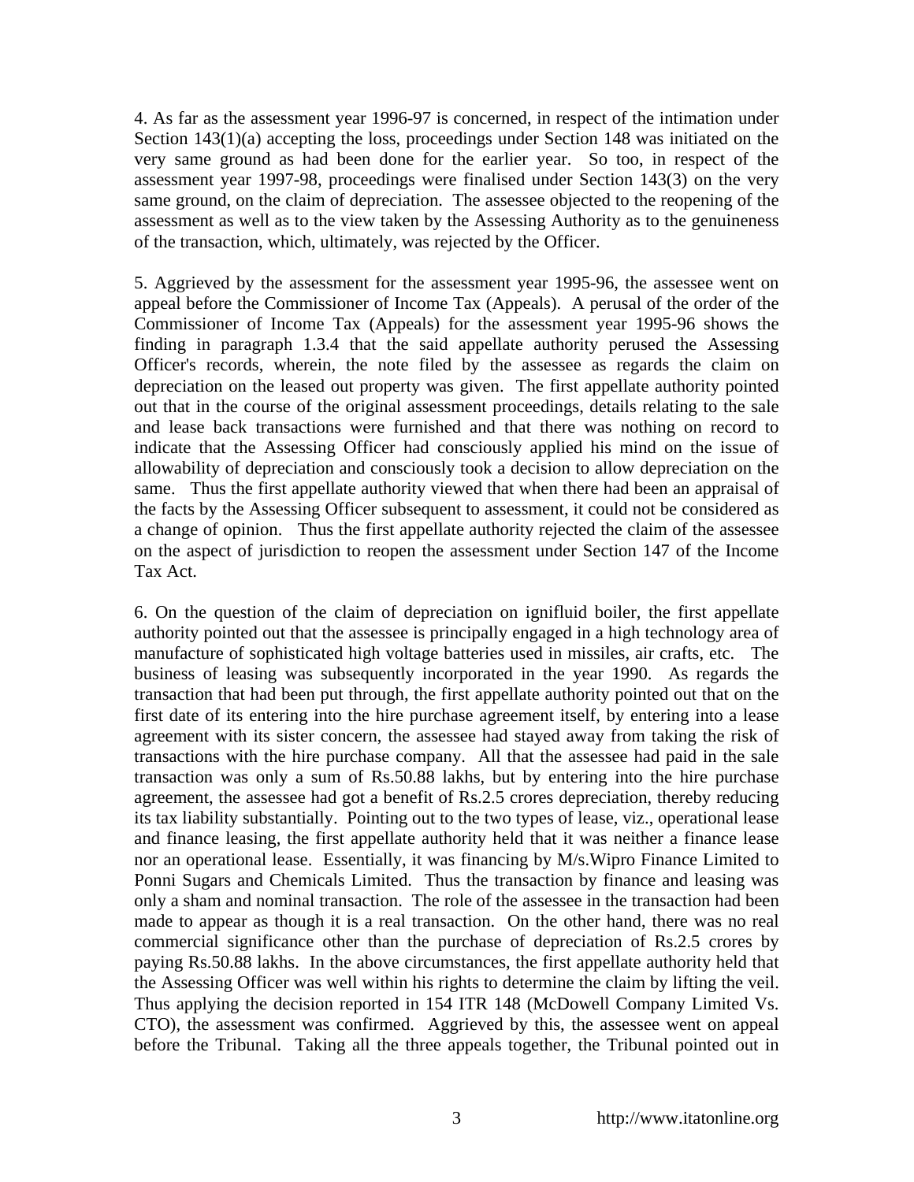4. As far as the assessment year 1996-97 is concerned, in respect of the intimation under Section 143(1)(a) accepting the loss, proceedings under Section 148 was initiated on the very same ground as had been done for the earlier year. So too, in respect of the assessment year 1997-98, proceedings were finalised under Section 143(3) on the very same ground, on the claim of depreciation. The assessee objected to the reopening of the assessment as well as to the view taken by the Assessing Authority as to the genuineness of the transaction, which, ultimately, was rejected by the Officer.

5. Aggrieved by the assessment for the assessment year 1995-96, the assessee went on appeal before the Commissioner of Income Tax (Appeals). A perusal of the order of the Commissioner of Income Tax (Appeals) for the assessment year 1995-96 shows the finding in paragraph 1.3.4 that the said appellate authority perused the Assessing Officer's records, wherein, the note filed by the assessee as regards the claim on depreciation on the leased out property was given. The first appellate authority pointed out that in the course of the original assessment proceedings, details relating to the sale and lease back transactions were furnished and that there was nothing on record to indicate that the Assessing Officer had consciously applied his mind on the issue of allowability of depreciation and consciously took a decision to allow depreciation on the same. Thus the first appellate authority viewed that when there had been an appraisal of the facts by the Assessing Officer subsequent to assessment, it could not be considered as a change of opinion. Thus the first appellate authority rejected the claim of the assessee on the aspect of jurisdiction to reopen the assessment under Section 147 of the Income Tax Act.

6. On the question of the claim of depreciation on ignifluid boiler, the first appellate authority pointed out that the assessee is principally engaged in a high technology area of manufacture of sophisticated high voltage batteries used in missiles, air crafts, etc. The business of leasing was subsequently incorporated in the year 1990. As regards the transaction that had been put through, the first appellate authority pointed out that on the first date of its entering into the hire purchase agreement itself, by entering into a lease agreement with its sister concern, the assessee had stayed away from taking the risk of transactions with the hire purchase company. All that the assessee had paid in the sale transaction was only a sum of Rs.50.88 lakhs, but by entering into the hire purchase agreement, the assessee had got a benefit of Rs.2.5 crores depreciation, thereby reducing its tax liability substantially. Pointing out to the two types of lease, viz., operational lease and finance leasing, the first appellate authority held that it was neither a finance lease nor an operational lease. Essentially, it was financing by M/s.Wipro Finance Limited to Ponni Sugars and Chemicals Limited. Thus the transaction by finance and leasing was only a sham and nominal transaction. The role of the assessee in the transaction had been made to appear as though it is a real transaction. On the other hand, there was no real commercial significance other than the purchase of depreciation of Rs.2.5 crores by paying Rs.50.88 lakhs. In the above circumstances, the first appellate authority held that the Assessing Officer was well within his rights to determine the claim by lifting the veil. Thus applying the decision reported in 154 ITR 148 (McDowell Company Limited Vs. CTO), the assessment was confirmed. Aggrieved by this, the assessee went on appeal before the Tribunal. Taking all the three appeals together, the Tribunal pointed out in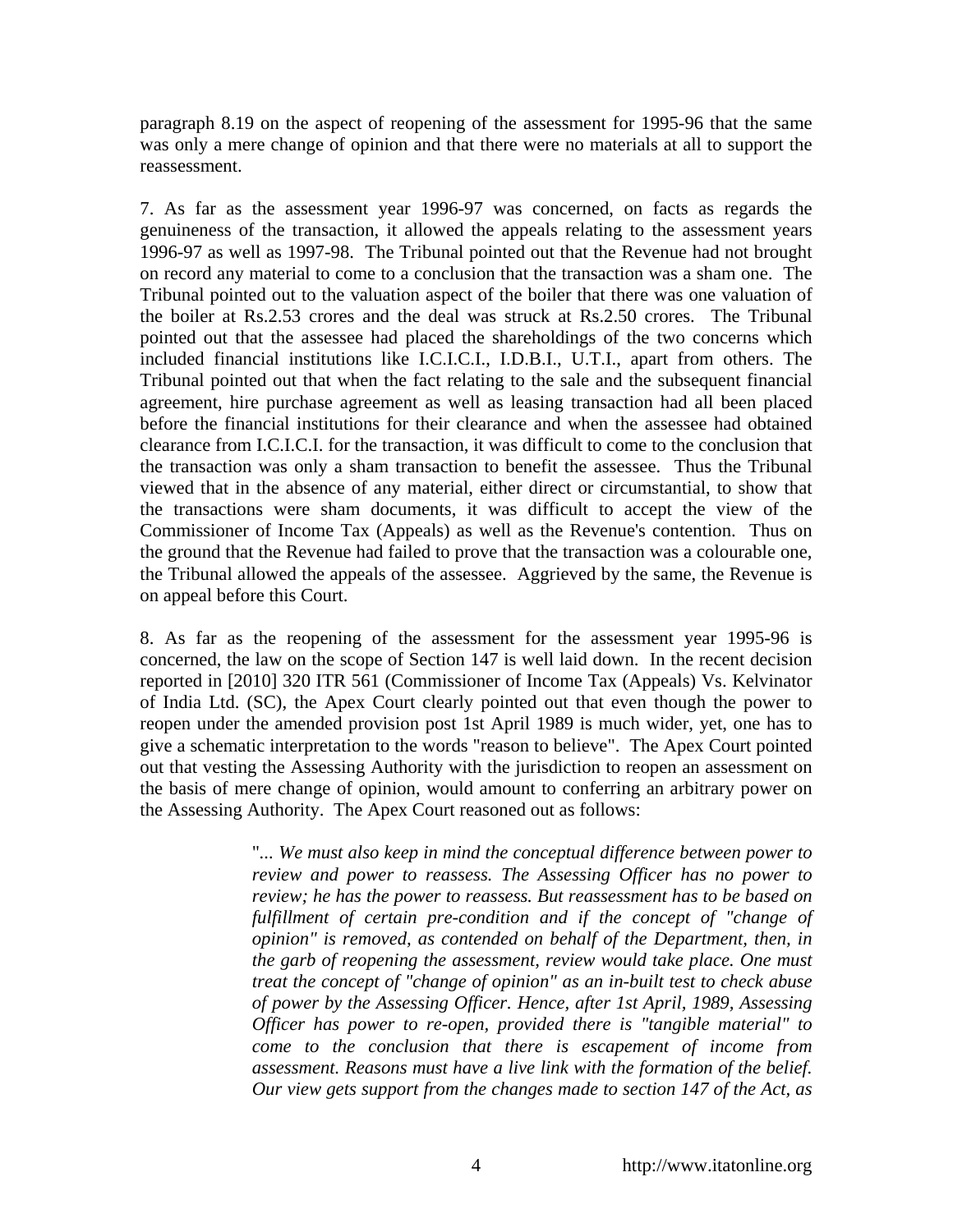paragraph 8.19 on the aspect of reopening of the assessment for 1995-96 that the same was only a mere change of opinion and that there were no materials at all to support the reassessment.

7. As far as the assessment year 1996-97 was concerned, on facts as regards the genuineness of the transaction, it allowed the appeals relating to the assessment years 1996-97 as well as 1997-98. The Tribunal pointed out that the Revenue had not brought on record any material to come to a conclusion that the transaction was a sham one. The Tribunal pointed out to the valuation aspect of the boiler that there was one valuation of the boiler at Rs.2.53 crores and the deal was struck at Rs.2.50 crores. The Tribunal pointed out that the assessee had placed the shareholdings of the two concerns which included financial institutions like I.C.I.C.I., I.D.B.I., U.T.I., apart from others. The Tribunal pointed out that when the fact relating to the sale and the subsequent financial agreement, hire purchase agreement as well as leasing transaction had all been placed before the financial institutions for their clearance and when the assessee had obtained clearance from I.C.I.C.I. for the transaction, it was difficult to come to the conclusion that the transaction was only a sham transaction to benefit the assessee. Thus the Tribunal viewed that in the absence of any material, either direct or circumstantial, to show that the transactions were sham documents, it was difficult to accept the view of the Commissioner of Income Tax (Appeals) as well as the Revenue's contention. Thus on the ground that the Revenue had failed to prove that the transaction was a colourable one, the Tribunal allowed the appeals of the assessee. Aggrieved by the same, the Revenue is on appeal before this Court.

8. As far as the reopening of the assessment for the assessment year 1995-96 is concerned, the law on the scope of Section 147 is well laid down. In the recent decision reported in [2010] 320 ITR 561 (Commissioner of Income Tax (Appeals) Vs. Kelvinator of India Ltd. (SC), the Apex Court clearly pointed out that even though the power to reopen under the amended provision post 1st April 1989 is much wider, yet, one has to give a schematic interpretation to the words "reason to believe". The Apex Court pointed out that vesting the Assessing Authority with the jurisdiction to reopen an assessment on the basis of mere change of opinion, would amount to conferring an arbitrary power on the Assessing Authority. The Apex Court reasoned out as follows:

> "*... We must also keep in mind the conceptual difference between power to review and power to reassess. The Assessing Officer has no power to review; he has the power to reassess. But reassessment has to be based on fulfillment of certain pre-condition and if the concept of "change of opinion" is removed, as contended on behalf of the Department, then, in the garb of reopening the assessment, review would take place. One must treat the concept of "change of opinion" as an in-built test to check abuse of power by the Assessing Officer. Hence, after 1st April, 1989, Assessing Officer has power to re-open, provided there is "tangible material" to come to the conclusion that there is escapement of income from assessment. Reasons must have a live link with the formation of the belief. Our view gets support from the changes made to section 147 of the Act, as*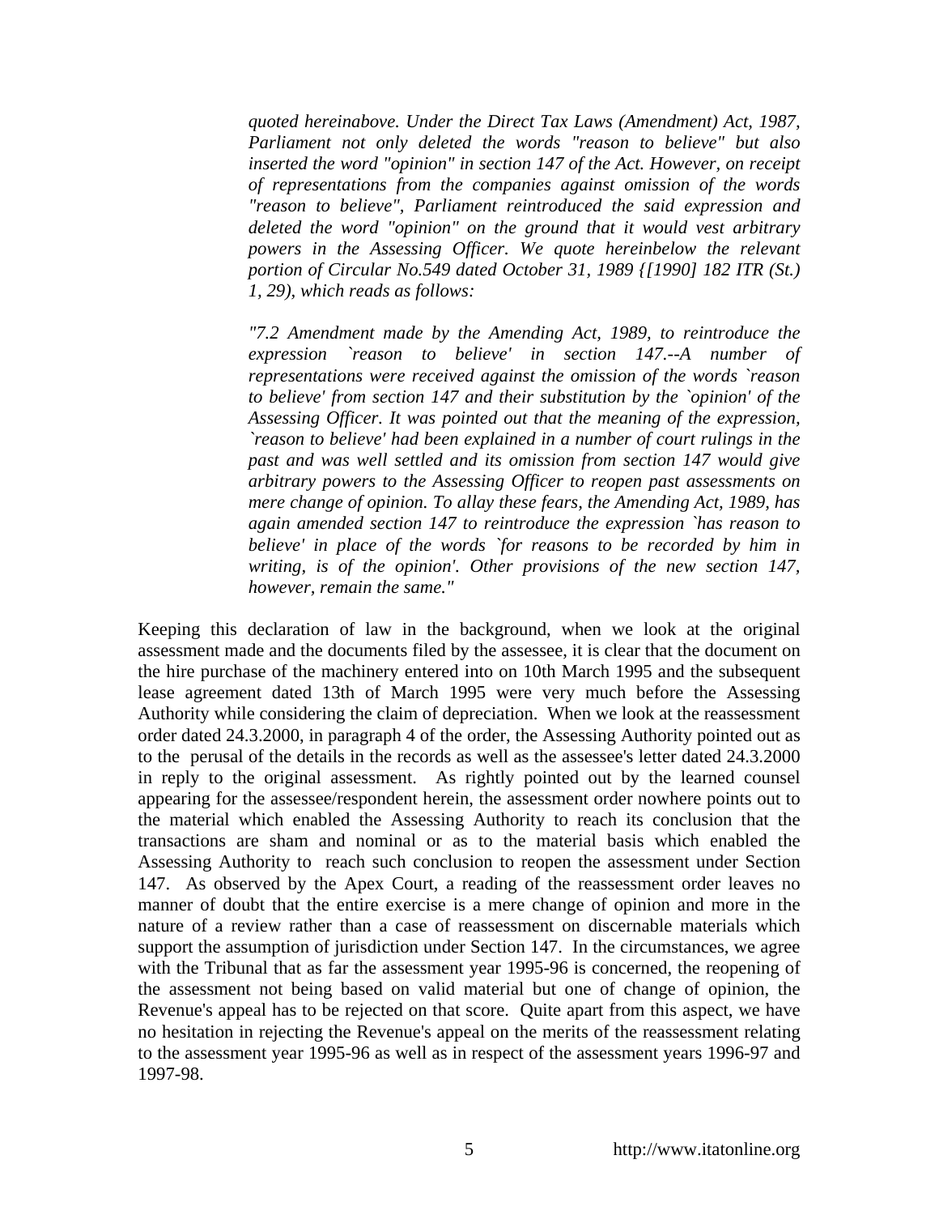*quoted hereinabove. Under the Direct Tax Laws (Amendment) Act, 1987, Parliament not only deleted the words "reason to believe" but also inserted the word "opinion" in section 147 of the Act. However, on receipt of representations from the companies against omission of the words "reason to believe", Parliament reintroduced the said expression and deleted the word "opinion" on the ground that it would vest arbitrary powers in the Assessing Officer. We quote hereinbelow the relevant portion of Circular No.549 dated October 31, 1989 {[1990] 182 ITR (St.) 1, 29), which reads as follows:*

*"7.2 Amendment made by the Amending Act, 1989, to reintroduce the expression `reason to believe' in section 147.--A number of representations were received against the omission of the words `reason to believe' from section 147 and their substitution by the `opinion' of the Assessing Officer. It was pointed out that the meaning of the expression, `reason to believe' had been explained in a number of court rulings in the past and was well settled and its omission from section 147 would give arbitrary powers to the Assessing Officer to reopen past assessments on mere change of opinion. To allay these fears, the Amending Act, 1989, has again amended section 147 to reintroduce the expression `has reason to believe' in place of the words `for reasons to be recorded by him in writing, is of the opinion'. Other provisions of the new section 147, however, remain the same."*

Keeping this declaration of law in the background, when we look at the original assessment made and the documents filed by the assessee, it is clear that the document on the hire purchase of the machinery entered into on 10th March 1995 and the subsequent lease agreement dated 13th of March 1995 were very much before the Assessing Authority while considering the claim of depreciation. When we look at the reassessment order dated 24.3.2000, in paragraph 4 of the order, the Assessing Authority pointed out as to the perusal of the details in the records as well as the assessee's letter dated 24.3.2000 in reply to the original assessment. As rightly pointed out by the learned counsel appearing for the assessee/respondent herein, the assessment order nowhere points out to the material which enabled the Assessing Authority to reach its conclusion that the transactions are sham and nominal or as to the material basis which enabled the Assessing Authority to reach such conclusion to reopen the assessment under Section 147. As observed by the Apex Court, a reading of the reassessment order leaves no manner of doubt that the entire exercise is a mere change of opinion and more in the nature of a review rather than a case of reassessment on discernable materials which support the assumption of jurisdiction under Section 147. In the circumstances, we agree with the Tribunal that as far the assessment year 1995-96 is concerned, the reopening of the assessment not being based on valid material but one of change of opinion, the Revenue's appeal has to be rejected on that score. Quite apart from this aspect, we have no hesitation in rejecting the Revenue's appeal on the merits of the reassessment relating to the assessment year 1995-96 as well as in respect of the assessment years 1996-97 and 1997-98.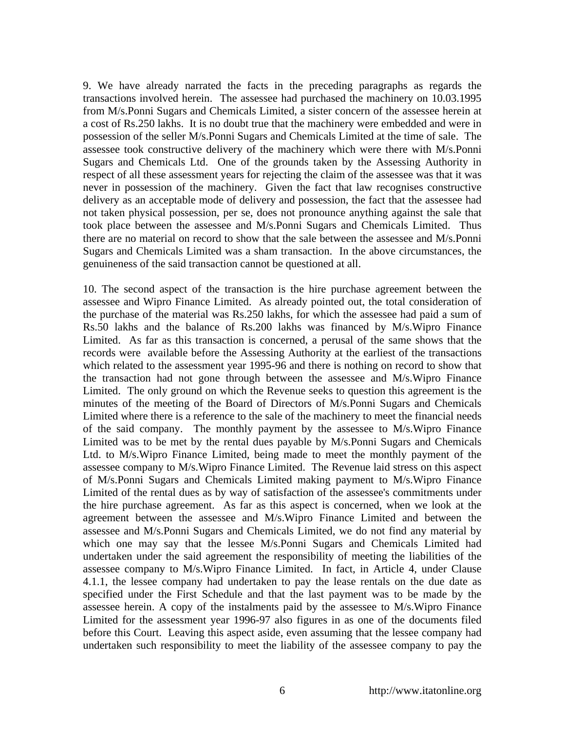9. We have already narrated the facts in the preceding paragraphs as regards the transactions involved herein. The assessee had purchased the machinery on 10.03.1995 from M/s.Ponni Sugars and Chemicals Limited, a sister concern of the assessee herein at a cost of Rs.250 lakhs. It is no doubt true that the machinery were embedded and were in possession of the seller M/s.Ponni Sugars and Chemicals Limited at the time of sale. The assessee took constructive delivery of the machinery which were there with M/s.Ponni Sugars and Chemicals Ltd. One of the grounds taken by the Assessing Authority in respect of all these assessment years for rejecting the claim of the assessee was that it was never in possession of the machinery. Given the fact that law recognises constructive delivery as an acceptable mode of delivery and possession, the fact that the assessee had not taken physical possession, per se, does not pronounce anything against the sale that took place between the assessee and M/s.Ponni Sugars and Chemicals Limited. Thus there are no material on record to show that the sale between the assessee and M/s.Ponni Sugars and Chemicals Limited was a sham transaction. In the above circumstances, the genuineness of the said transaction cannot be questioned at all.

10. The second aspect of the transaction is the hire purchase agreement between the assessee and Wipro Finance Limited. As already pointed out, the total consideration of the purchase of the material was Rs.250 lakhs, for which the assessee had paid a sum of Rs.50 lakhs and the balance of Rs.200 lakhs was financed by M/s.Wipro Finance Limited. As far as this transaction is concerned, a perusal of the same shows that the records were available before the Assessing Authority at the earliest of the transactions which related to the assessment year 1995-96 and there is nothing on record to show that the transaction had not gone through between the assessee and M/s.Wipro Finance Limited. The only ground on which the Revenue seeks to question this agreement is the minutes of the meeting of the Board of Directors of M/s.Ponni Sugars and Chemicals Limited where there is a reference to the sale of the machinery to meet the financial needs of the said company. The monthly payment by the assessee to M/s.Wipro Finance Limited was to be met by the rental dues payable by M/s.Ponni Sugars and Chemicals Ltd. to M/s.Wipro Finance Limited, being made to meet the monthly payment of the assessee company to M/s.Wipro Finance Limited. The Revenue laid stress on this aspect of M/s.Ponni Sugars and Chemicals Limited making payment to M/s.Wipro Finance Limited of the rental dues as by way of satisfaction of the assessee's commitments under the hire purchase agreement. As far as this aspect is concerned, when we look at the agreement between the assessee and M/s.Wipro Finance Limited and between the assessee and M/s.Ponni Sugars and Chemicals Limited, we do not find any material by which one may say that the lessee M/s.Ponni Sugars and Chemicals Limited had undertaken under the said agreement the responsibility of meeting the liabilities of the assessee company to M/s.Wipro Finance Limited. In fact, in Article 4, under Clause 4.1.1, the lessee company had undertaken to pay the lease rentals on the due date as specified under the First Schedule and that the last payment was to be made by the assessee herein. A copy of the instalments paid by the assessee to M/s.Wipro Finance Limited for the assessment year 1996-97 also figures in as one of the documents filed before this Court. Leaving this aspect aside, even assuming that the lessee company had undertaken such responsibility to meet the liability of the assessee company to pay the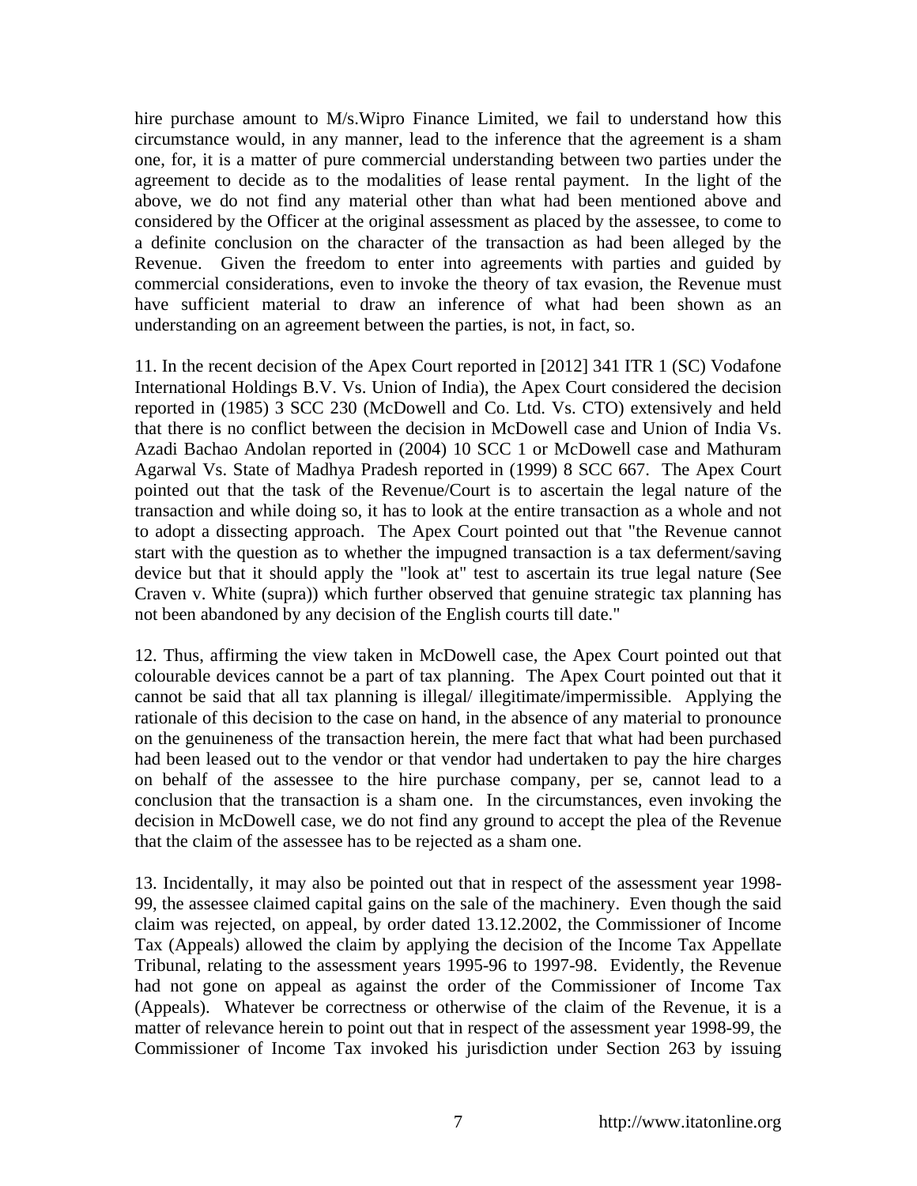hire purchase amount to M/s.Wipro Finance Limited, we fail to understand how this circumstance would, in any manner, lead to the inference that the agreement is a sham one, for, it is a matter of pure commercial understanding between two parties under the agreement to decide as to the modalities of lease rental payment. In the light of the above, we do not find any material other than what had been mentioned above and considered by the Officer at the original assessment as placed by the assessee, to come to a definite conclusion on the character of the transaction as had been alleged by the Revenue. Given the freedom to enter into agreements with parties and guided by commercial considerations, even to invoke the theory of tax evasion, the Revenue must have sufficient material to draw an inference of what had been shown as an understanding on an agreement between the parties, is not, in fact, so.

11. In the recent decision of the Apex Court reported in [2012] 341 ITR 1 (SC) Vodafone International Holdings B.V. Vs. Union of India), the Apex Court considered the decision reported in (1985) 3 SCC 230 (McDowell and Co. Ltd. Vs. CTO) extensively and held that there is no conflict between the decision in McDowell case and Union of India Vs. Azadi Bachao Andolan reported in (2004) 10 SCC 1 or McDowell case and Mathuram Agarwal Vs. State of Madhya Pradesh reported in (1999) 8 SCC 667. The Apex Court pointed out that the task of the Revenue/Court is to ascertain the legal nature of the transaction and while doing so, it has to look at the entire transaction as a whole and not to adopt a dissecting approach. The Apex Court pointed out that "the Revenue cannot start with the question as to whether the impugned transaction is a tax deferment/saving device but that it should apply the "look at" test to ascertain its true legal nature (See Craven v. White (supra)) which further observed that genuine strategic tax planning has not been abandoned by any decision of the English courts till date."

12. Thus, affirming the view taken in McDowell case, the Apex Court pointed out that colourable devices cannot be a part of tax planning. The Apex Court pointed out that it cannot be said that all tax planning is illegal/ illegitimate/impermissible. Applying the rationale of this decision to the case on hand, in the absence of any material to pronounce on the genuineness of the transaction herein, the mere fact that what had been purchased had been leased out to the vendor or that vendor had undertaken to pay the hire charges on behalf of the assessee to the hire purchase company, per se, cannot lead to a conclusion that the transaction is a sham one. In the circumstances, even invoking the decision in McDowell case, we do not find any ground to accept the plea of the Revenue that the claim of the assessee has to be rejected as a sham one.

13. Incidentally, it may also be pointed out that in respect of the assessment year 1998-99, the assessee claimed capital gains on the sale of the machinery. Even though the said claim was rejected, on appeal, by order dated 13.12.2002, the Commissioner of Income Tax (Appeals) allowed the claim by applying the decision of the Income Tax Appellate Tribunal, relating to the assessment years 1995-96 to 1997-98. Evidently, the Revenue had not gone on appeal as against the order of the Commissioner of Income Tax (Appeals). Whatever be correctness or otherwise of the claim of the Revenue, it is a matter of relevance herein to point out that in respect of the assessment year 1998-99, the Commissioner of Income Tax invoked his jurisdiction under Section 263 by issuing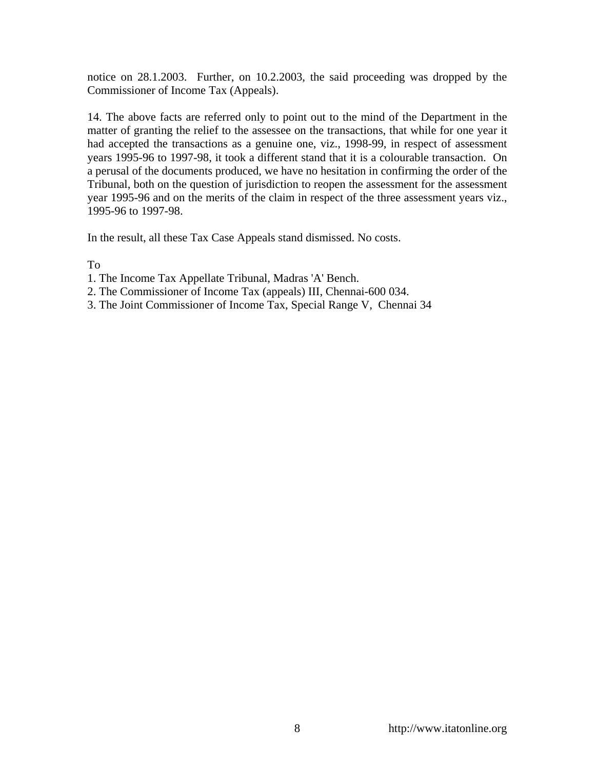notice on 28.1.2003. Further, on 10.2.2003, the said proceeding was dropped by the Commissioner of Income Tax (Appeals).

14. The above facts are referred only to point out to the mind of the Department in the matter of granting the relief to the assessee on the transactions, that while for one year it had accepted the transactions as a genuine one, viz., 1998-99, in respect of assessment years 1995-96 to 1997-98, it took a different stand that it is a colourable transaction. On a perusal of the documents produced, we have no hesitation in confirming the order of the Tribunal, both on the question of jurisdiction to reopen the assessment for the assessment year 1995-96 and on the merits of the claim in respect of the three assessment years viz., 1995-96 to 1997-98.

In the result, all these Tax Case Appeals stand dismissed. No costs.

To

1. The Income Tax Appellate Tribunal, Madras 'A' Bench.
2. The Commissioner of Income Tax (appeals) III, Chennai-600 034.
3. The Joint Commissioner of Income Tax, Special Range V, Chennai 34